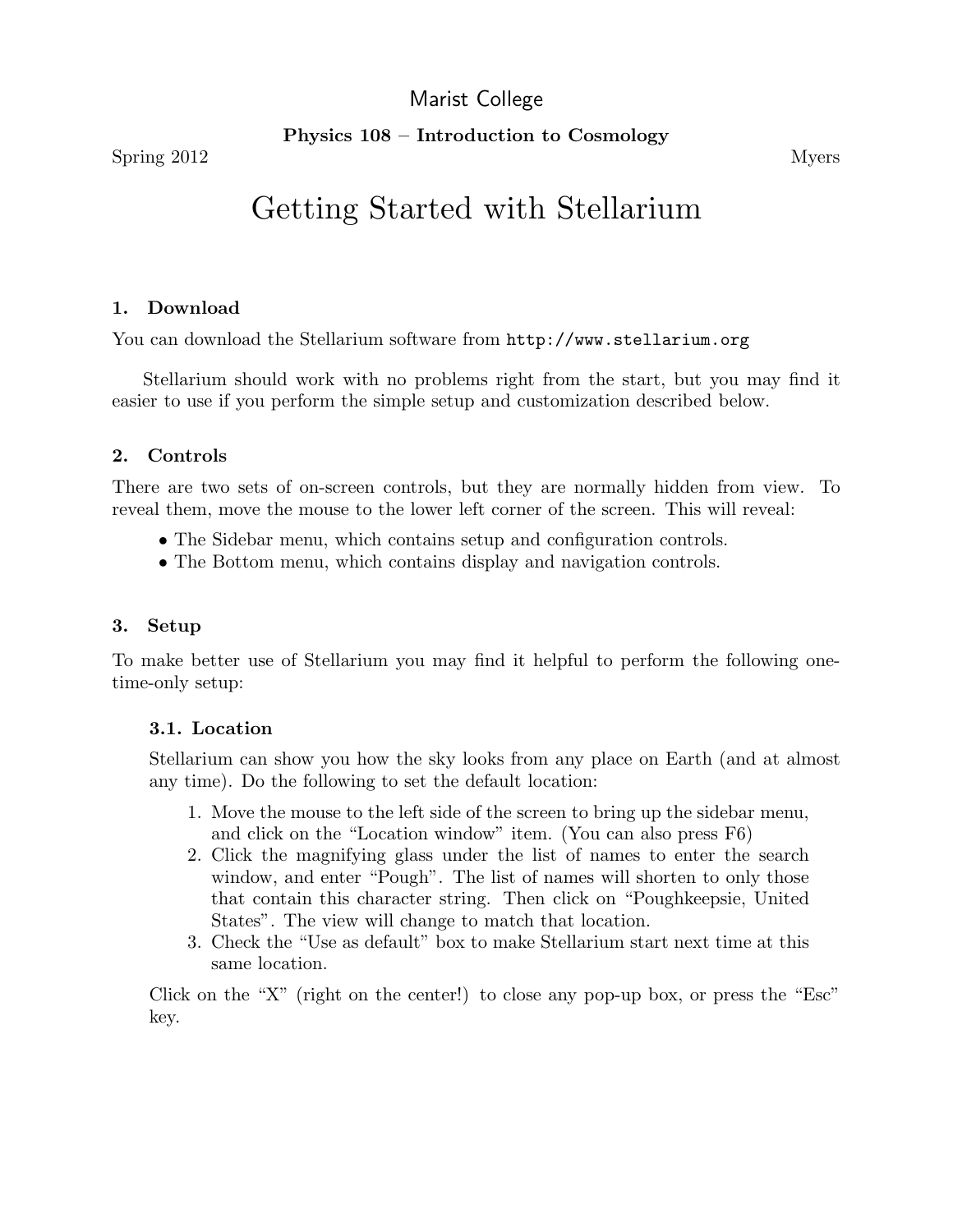Marist College

**Physics 108 – Introduction to Cosmology**

Spring 2012 Myers

# Getting Started with Stellarium

## 1. Download

You can download the Stellarium software from `http://www.stellarium.org`

Stellarium should work with no problems right from the start, but you may find it easier to use if you perform the simple setup and customization described below.

## 2. Controls

There are two sets of on-screen controls, but they are normally hidden from view. To reveal them, move the mouse to the lower left corner of the screen. This will reveal:

- The Sidebar menu, which contains setup and configuration controls.
- The Bottom menu, which contains display and navigation controls.

## 3. Setup

To make better use of Stellarium you may find it helpful to perform the following one-time-only setup:

### 3.1. Location

Stellarium can show you how the sky looks from any place on Earth (and at almost any time). Do the following to set the default location:

1. Move the mouse to the left side of the screen to bring up the sidebar menu, and click on the "Location window" item. (You can also press F6)
2. Click the magnifying glass under the list of names to enter the search window, and enter "Pough". The list of names will shorten to only those that contain this character string. Then click on "Poughkeepsie, United States". The view will change to match that location.
3. Check the "Use as default" box to make Stellarium start next time at this same location.

Click on the "X" (right on the center!) to close any pop-up box, or press the "Esc" key.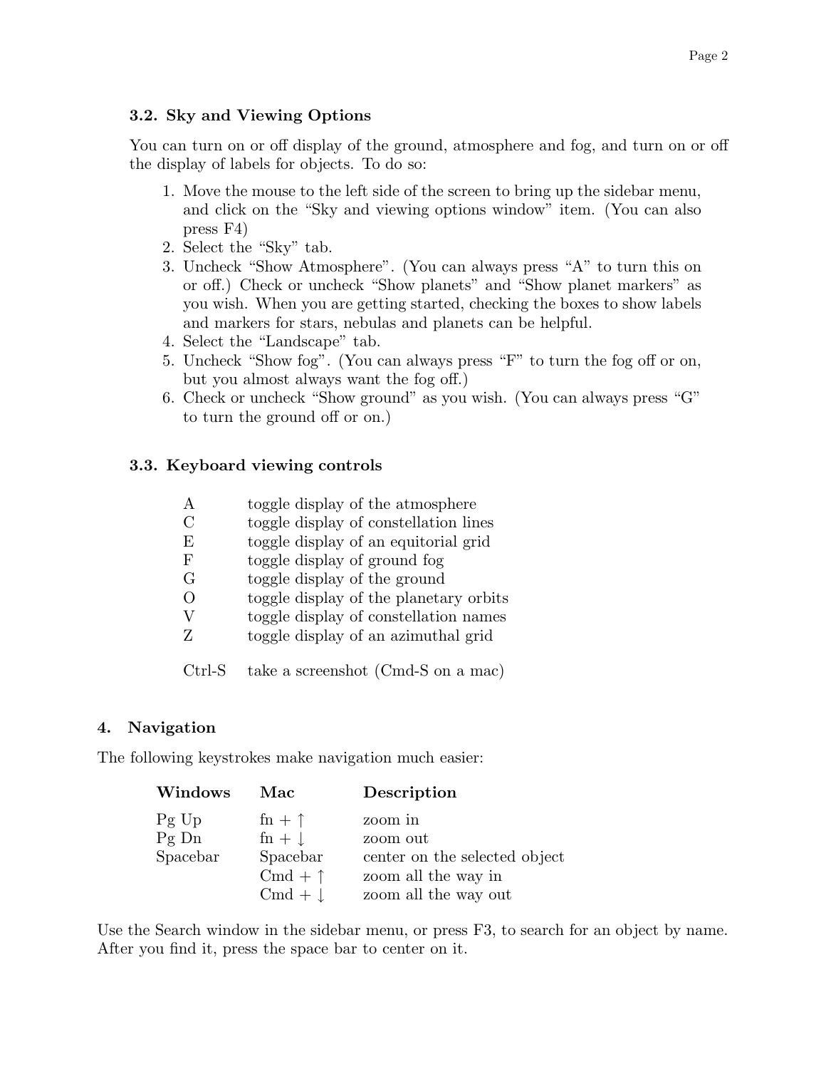### 3.2. Sky and Viewing Options

You can turn on or off display of the ground, atmosphere and fog, and turn on or off the display of labels for objects. To do so:

1. Move the mouse to the left side of the screen to bring up the sidebar menu, and click on the "Sky and viewing options window" item. (You can also press F4)
2. Select the "Sky" tab.
3. Uncheck "Show Atmosphere". (You can always press "A" to turn this on or off.) Check or uncheck "Show planets" and "Show planet markers" as you wish. When you are getting started, checking the boxes to show labels and markers for stars, nebulas and planets can be helpful.
4. Select the "Landscape" tab.
5. Uncheck "Show fog". (You can always press "F" to turn the fog off or on, but you almost always want the fog off.)
6. Check or uncheck "Show ground" as you wish. (You can always press "G" to turn the ground off or on.)

### 3.3. Keyboard viewing controls

| | |
|---|---|
| A | toggle display of the atmosphere |
| C | toggle display of constellation lines |
| E | toggle display of an equitorial grid |
| F | toggle display of ground fog |
| G | toggle display of the ground |
| O | toggle display of the planetary orbits |
| V | toggle display of constellation names |
| Z | toggle display of an azimuthal grid |
| Ctrl-S | take a screenshot (Cmd-S on a mac) |

## 4. Navigation

The following keystrokes make navigation much easier:

| Windows | Mac | Description |
|---|---|---|
| Pg Up | fn + ↑ | zoom in |
| Pg Dn | fn + ↓ | zoom out |
| Spacebar | Spacebar | center on the selected object |
| | Cmd + ↑ | zoom all the way in |
| | Cmd + ↓ | zoom all the way out |

Use the Search window in the sidebar menu, or press F3, to search for an object by name. After you find it, press the space bar to center on it.